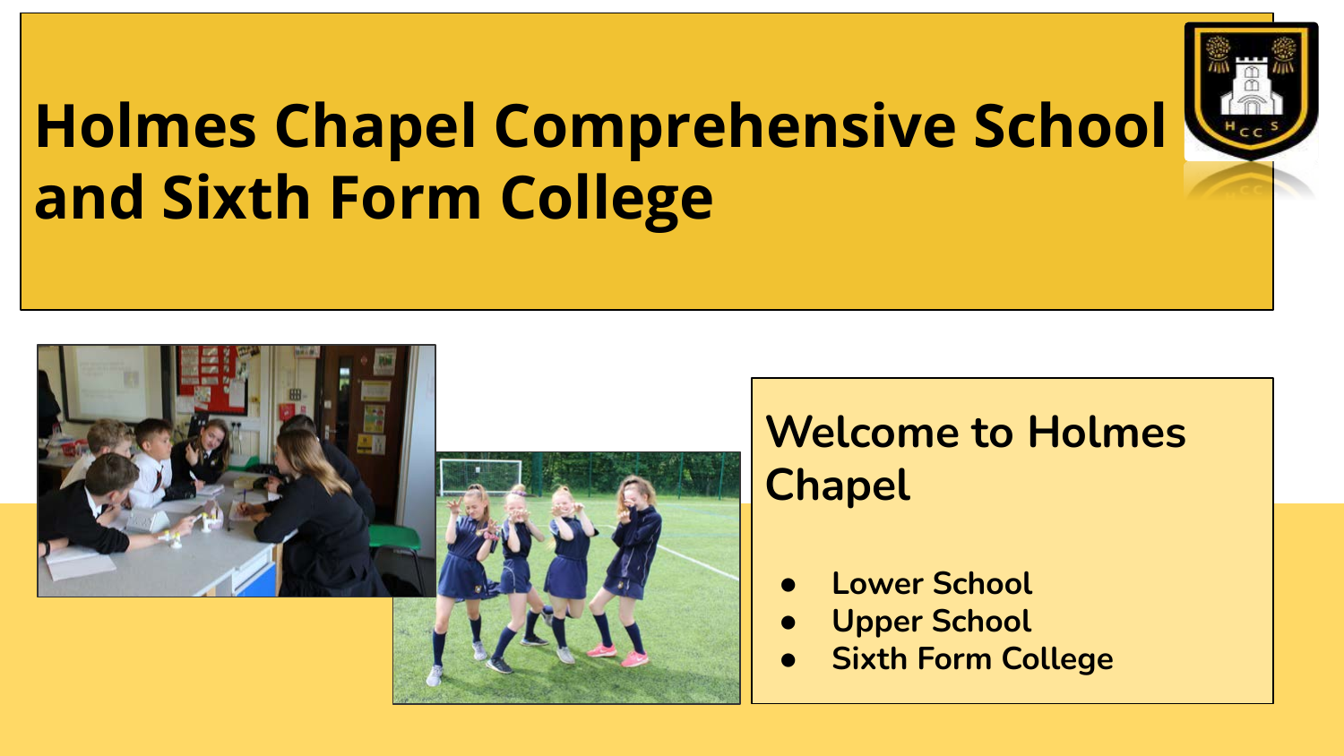# Holmes Chapel Comprehensive School and Sixth Form College

## Welcome to Holmes Chapel

- **Lower School**
- **Upper School**
- **Sixth Form College**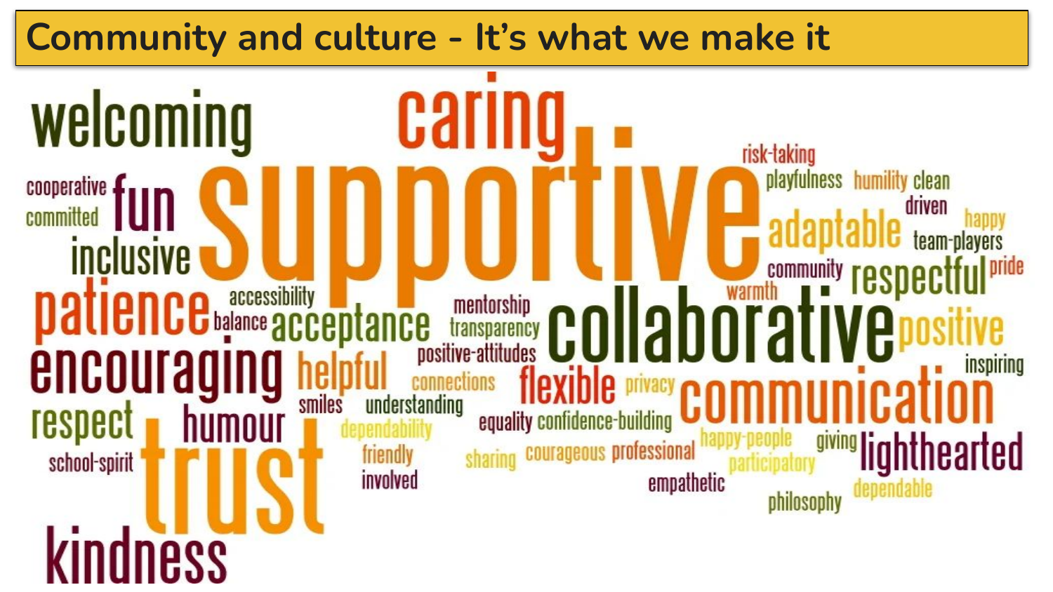# Community and culture - It's what we make it

welcoming caring supportive risk-taking playfulness humility clean cooperative fun committed driven adaptable happy team-players inclusive community respectful pride accessibility warmth patience balance acceptance mentorship transparency collaborative positive positive-attitudes encouraging helpful connections flexible privacy inspiring communication respect humour smiles understanding dependability equality confidence-building happy-people giving lighthearted school-spirit trust friendly sharing courageous professional participatory involved empathetic dependable philosophy kindness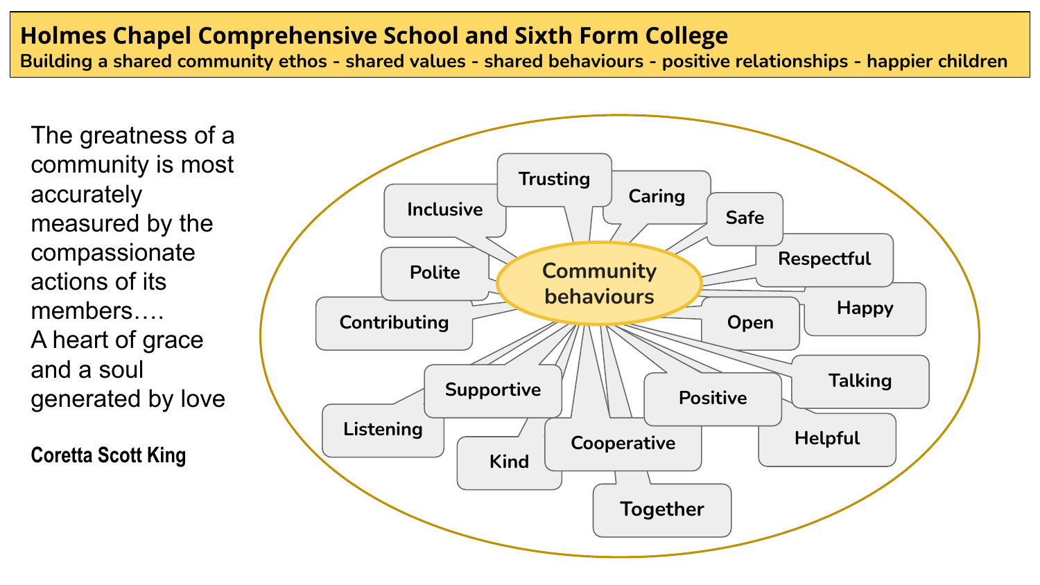# Holmes Chapel Comprehensive School and Sixth Form College

**Building a shared community ethos - shared values - shared behaviours - positive relationships - happier children**

The greatness of a community is most accurately measured by the compassionate actions of its members….
A heart of grace and a soul generated by love

**Coretta Scott King**

**Community behaviours**

- Trusting
- Caring
- Inclusive
- Safe
- Respectful
- Polite
- Happy
- Contributing
- Open
- Talking
- Supportive
- Positive
- Listening
- Helpful
- Kind
- Cooperative
- Together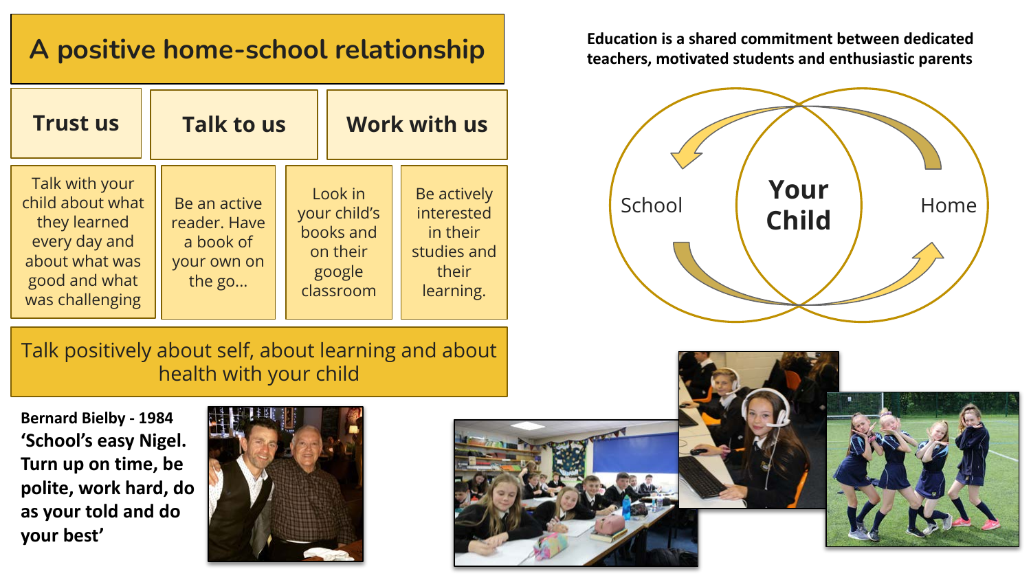# A positive home-school relationship

| Trust us | Talk to us | Work with us | |
|---|---|---|---|
| Talk with your child about what they learned every day and about what was good and what was challenging | Be an active reader. Have a book of your own on the go… | Look in your child's books and on their google classroom | Be actively interested in their studies and their learning. |

**Talk positively about self, about learning and about health with your child**

**Bernard Bielby - 1984**
**'School's easy Nigel. Turn up on time, be polite, work hard, do as your told and do your best'**

**Education is a shared commitment between dedicated teachers, motivated students and enthusiastic parents**

School — **Your Child** — Home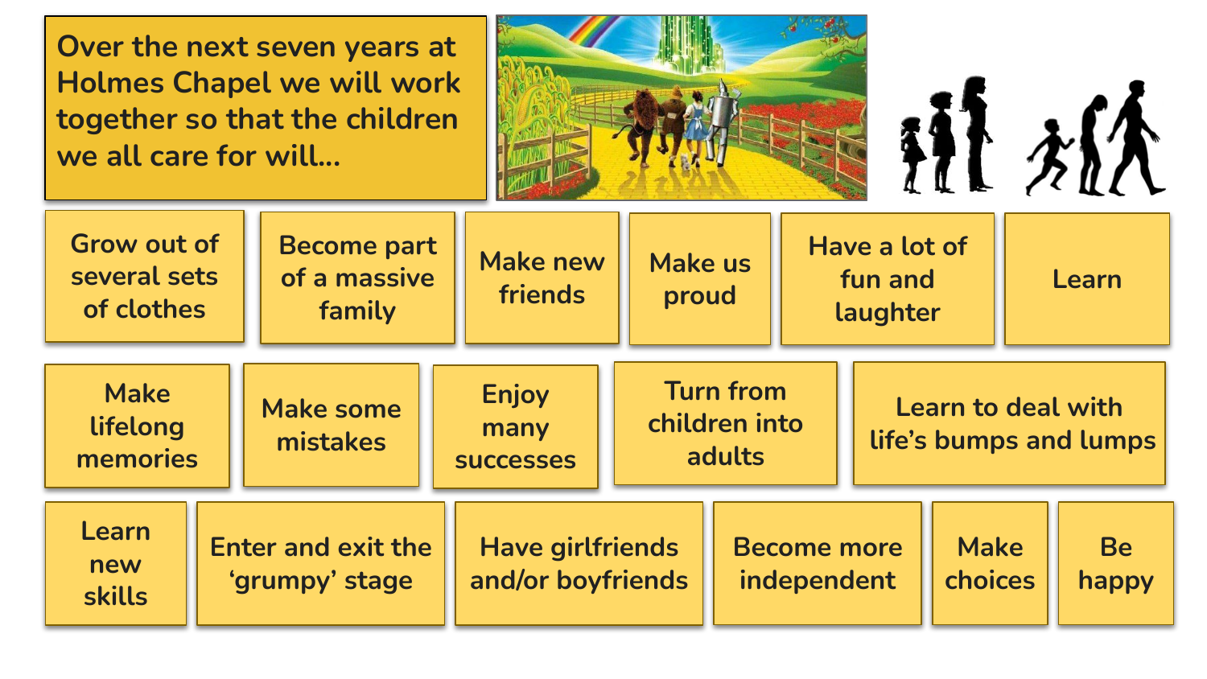Over the next seven years at Holmes Chapel we will work together so that the children we all care for will...

- Grow out of several sets of clothes
- Become part of a massive family
- Make new friends
- Make us proud
- Have a lot of fun and laughter
- Learn
- Make lifelong memories
- Make some mistakes
- Enjoy many successes
- Turn from children into adults
- Learn to deal with life's bumps and lumps
- Learn new skills
- Enter and exit the 'grumpy' stage
- Have girlfriends and/or boyfriends
- Become more independent
- Make choices
- Be happy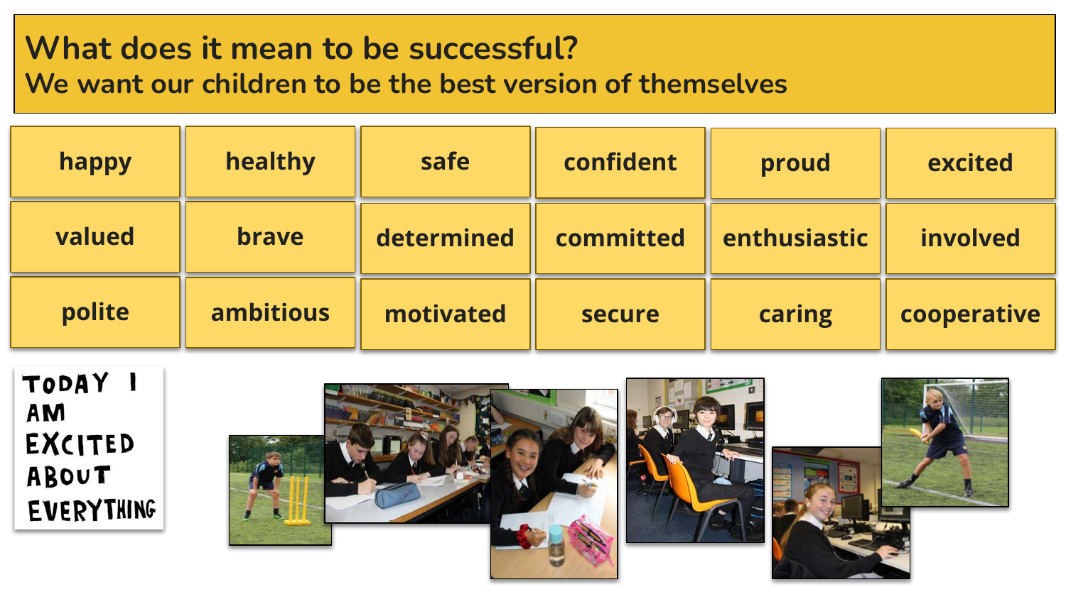# What does it mean to be successful?

## We want our children to be the best version of themselves

| happy | healthy | safe | confident | proud | excited |
|---|---|---|---|---|---|
| valued | brave | determined | committed | enthusiastic | involved |
| polite | ambitious | motivated | secure | caring | cooperative |

TODAY I AM EXCITED ABOUT EVERYTHING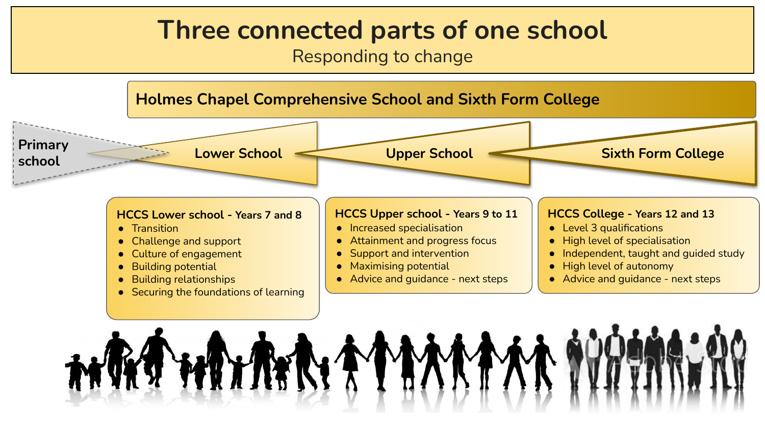# Three connected parts of one school

Responding to change

## Holmes Chapel Comprehensive School and Sixth Form College

Primary school → Lower School → Upper School → Sixth Form College

**HCCS Lower school - Years 7 and 8**

- Transition
- Challenge and support
- Culture of engagement
- Building potential
- Building relationships
- Securing the foundations of learning

**HCCS Upper school - Years 9 to 11**

- Increased specialisation
- Attainment and progress focus
- Support and intervention
- Maximising potential
- Advice and guidance - next steps

**HCCS College - Years 12 and 13**

- Level 3 qualifications
- High level of specialisation
- Independent, taught and guided study
- High level of autonomy
- Advice and guidance - next steps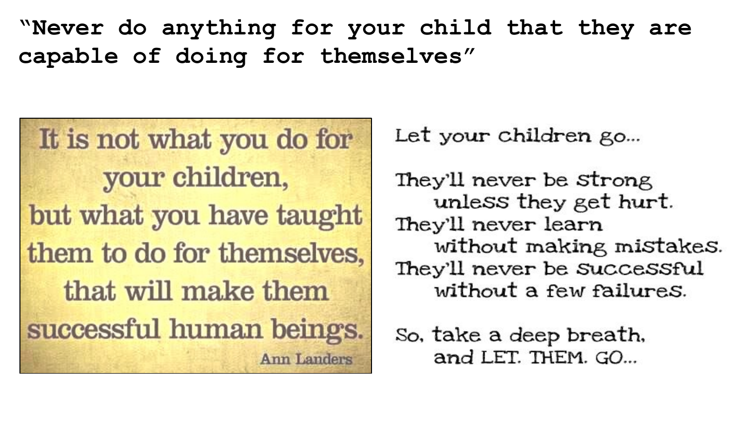**"Never do anything for your child that they are capable of doing for themselves"**

It is not what you do for your children, but what you have taught them to do for themselves, that will make them successful human beings.

Ann Landers

Let your children go...

They'll never be strong
unless they get hurt.
They'll never learn
without making mistakes.
They'll never be successful
without a few failures.

So, take a deep breath,
and LET. THEM. GO...